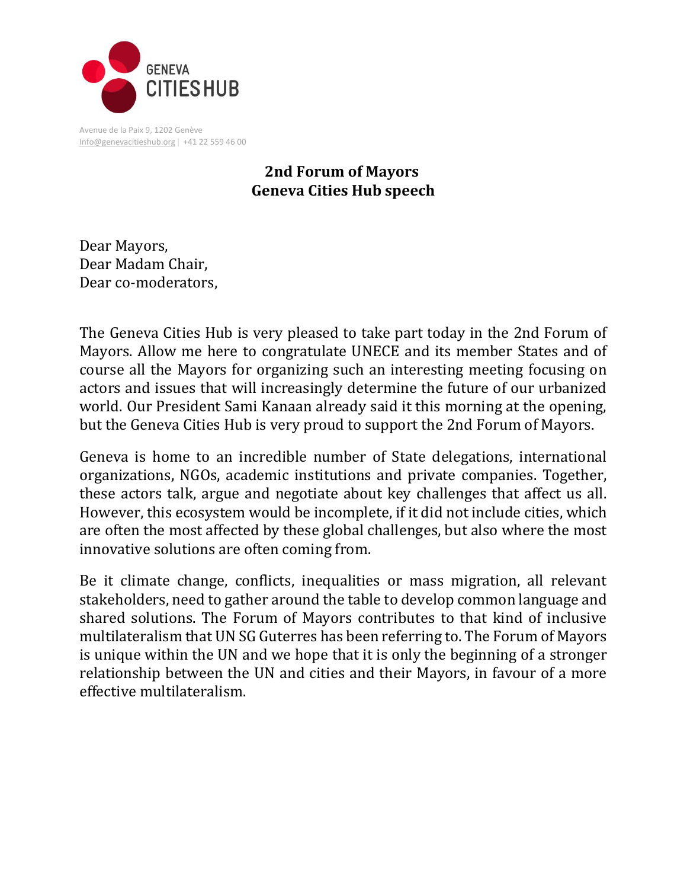GENEVA CITIES HUB

Avenue de la Paix 9, 1202 Genève
Info@genevacitieshub.org | +41 22 559 46 00

**2nd Forum of Mayors**
**Geneva Cities Hub speech**

Dear Mayors,
Dear Madam Chair,
Dear co-moderators,

The Geneva Cities Hub is very pleased to take part today in the 2nd Forum of Mayors. Allow me here to congratulate UNECE and its member States and of course all the Mayors for organizing such an interesting meeting focusing on actors and issues that will increasingly determine the future of our urbanized world. Our President Sami Kanaan already said it this morning at the opening, but the Geneva Cities Hub is very proud to support the 2nd Forum of Mayors.

Geneva is home to an incredible number of State delegations, international organizations, NGOs, academic institutions and private companies. Together, these actors talk, argue and negotiate about key challenges that affect us all. However, this ecosystem would be incomplete, if it did not include cities, which are often the most affected by these global challenges, but also where the most innovative solutions are often coming from.

Be it climate change, conflicts, inequalities or mass migration, all relevant stakeholders, need to gather around the table to develop common language and shared solutions. The Forum of Mayors contributes to that kind of inclusive multilateralism that UN SG Guterres has been referring to. The Forum of Mayors is unique within the UN and we hope that it is only the beginning of a stronger relationship between the UN and cities and their Mayors, in favour of a more effective multilateralism.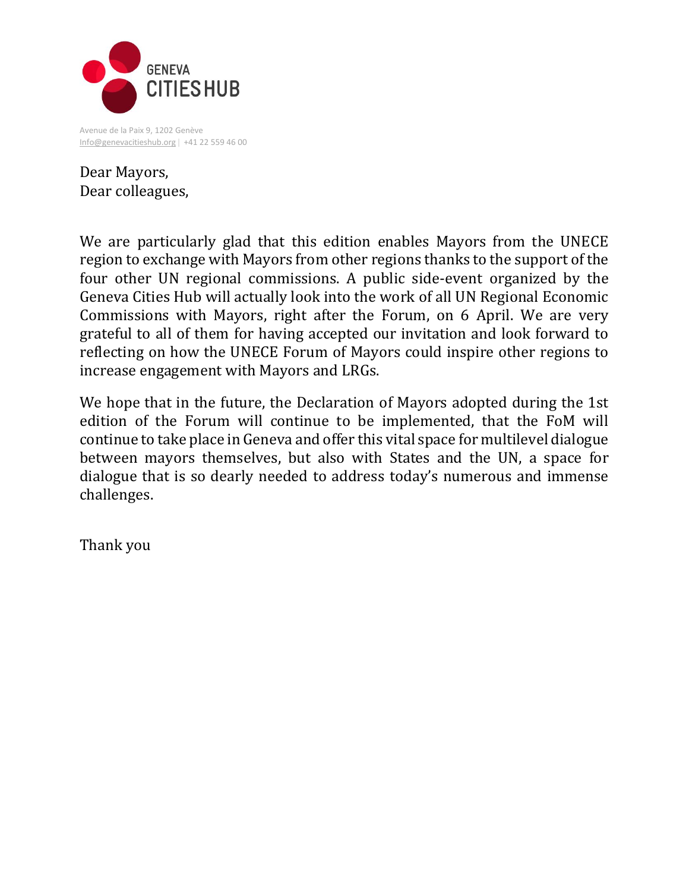Avenue de la Paix 9, 1202 Genève
Info@genevacitieshub.org | +41 22 559 46 00

Dear Mayors,
Dear colleagues,

We are particularly glad that this edition enables Mayors from the UNECE region to exchange with Mayors from other regions thanks to the support of the four other UN regional commissions. A public side-event organized by the Geneva Cities Hub will actually look into the work of all UN Regional Economic Commissions with Mayors, right after the Forum, on 6 April. We are very grateful to all of them for having accepted our invitation and look forward to reflecting on how the UNECE Forum of Mayors could inspire other regions to increase engagement with Mayors and LRGs.

We hope that in the future, the Declaration of Mayors adopted during the 1st edition of the Forum will continue to be implemented, that the FoM will continue to take place in Geneva and offer this vital space for multilevel dialogue between mayors themselves, but also with States and the UN, a space for dialogue that is so dearly needed to address today's numerous and immense challenges.

Thank you